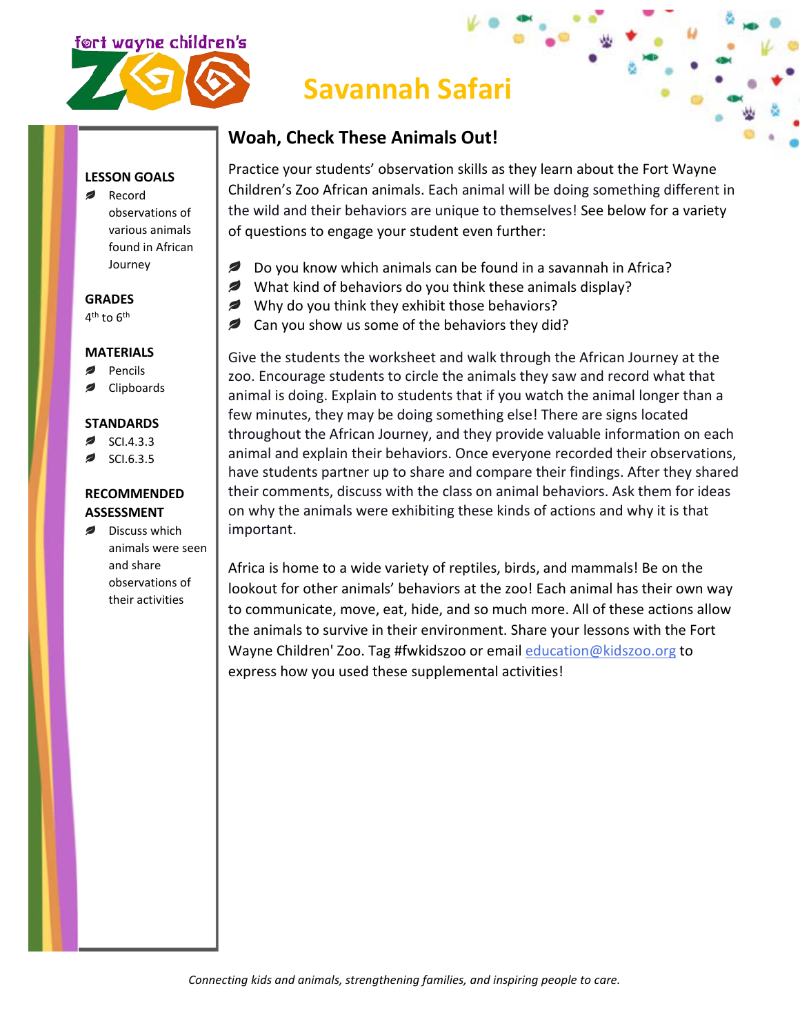fort wayne children's ZOO

# Savannah Safari

**LESSON GOALS**

- Record observations of various animals found in African Journey

**GRADES**

4th to 6th

**MATERIALS**

- Pencils
- Clipboards

**STANDARDS**

- SCI.4.3.3
- SCI.6.3.5

**RECOMMENDED ASSESSMENT**

- Discuss which animals were seen and share observations of their activities

## Woah, Check These Animals Out!

Practice your students' observation skills as they learn about the Fort Wayne Children's Zoo African animals. Each animal will be doing something different in the wild and their behaviors are unique to themselves! See below for a variety of questions to engage your student even further:

- Do you know which animals can be found in a savannah in Africa?
- What kind of behaviors do you think these animals display?
- Why do you think they exhibit those behaviors?
- Can you show us some of the behaviors they did?

Give the students the worksheet and walk through the African Journey at the zoo. Encourage students to circle the animals they saw and record what that animal is doing. Explain to students that if you watch the animal longer than a few minutes, they may be doing something else! There are signs located throughout the African Journey, and they provide valuable information on each animal and explain their behaviors. Once everyone recorded their observations, have students partner up to share and compare their findings. After they shared their comments, discuss with the class on animal behaviors. Ask them for ideas on why the animals were exhibiting these kinds of actions and why it is that important.

Africa is home to a wide variety of reptiles, birds, and mammals! Be on the lookout for other animals' behaviors at the zoo! Each animal has their own way to communicate, move, eat, hide, and so much more. All of these actions allow the animals to survive in their environment. Share your lessons with the Fort Wayne Children' Zoo. Tag #fwkidszoo or email education@kidszoo.org to express how you used these supplemental activities!

*Connecting kids and animals, strengthening families, and inspiring people to care.*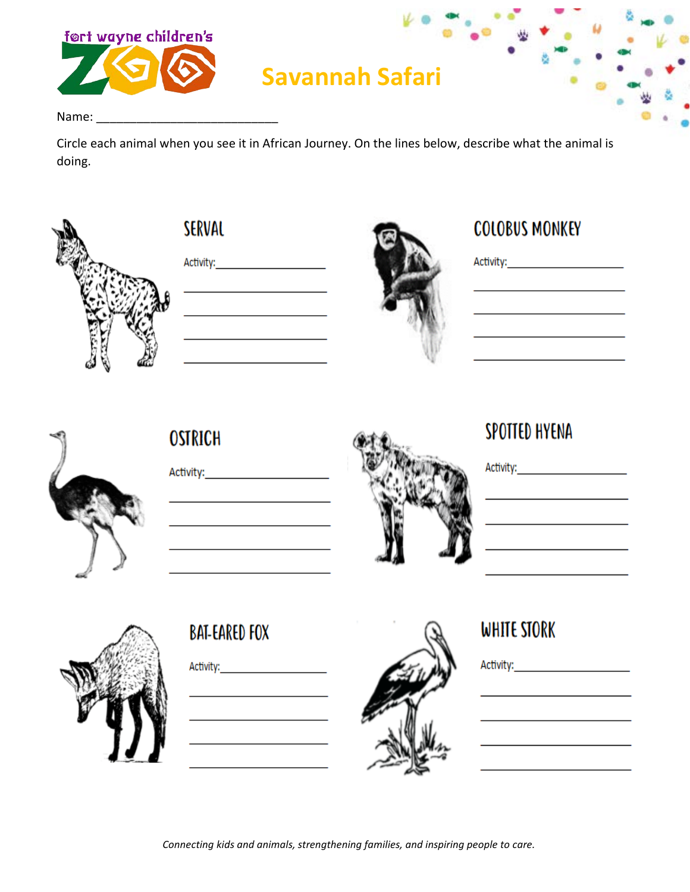fort wayne children's ZOO

# Savannah Safari

Name: ___________________________

Circle each animal when you see it in African Journey. On the lines below, describe what the animal is doing.

## SERVAL

Activity: ___________________

___________________________

___________________________

___________________________

___________________________

## COLOBUS MONKEY

Activity: ___________________

___________________________

___________________________

___________________________

___________________________

## OSTRICH

Activity: ___________________

___________________________

___________________________

___________________________

___________________________

## SPOTTED HYENA

Activity: ___________________

___________________________

___________________________

___________________________

___________________________

## BAT-EARED FOX

Activity: ___________________

___________________________

___________________________

___________________________

___________________________

## WHITE STORK

Activity: ___________________

___________________________

___________________________

___________________________

___________________________

*Connecting kids and animals, strengthening families, and inspiring people to care.*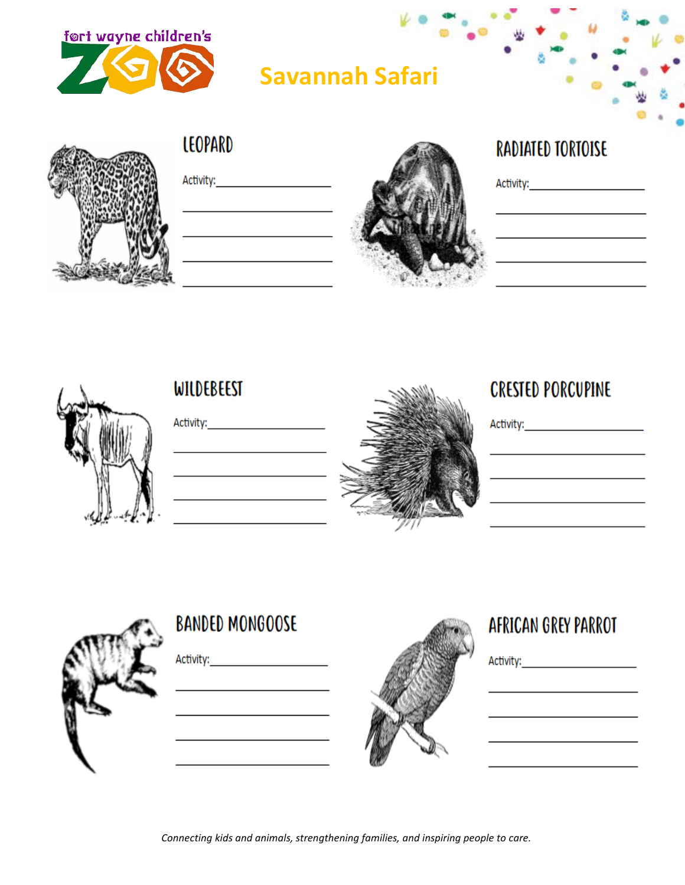fort wayne children's ZOO

# Savannah Safari

## LEOPARD

Activity:_______________________

_______________________

_______________________

_______________________

_______________________

## RADIATED TORTOISE

Activity:_______________________

_______________________

_______________________

_______________________

_______________________

## WILDEBEEST

Activity:_______________________

_______________________

_______________________

_______________________

_______________________

## CRESTED PORCUPINE

Activity:_______________________

_______________________

_______________________

_______________________

_______________________

## BANDED MONGOOSE

Activity:_______________________

_______________________

_______________________

_______________________

_______________________

## AFRICAN GREY PARROT

Activity:_______________________

_______________________

_______________________

_______________________

_______________________

*Connecting kids and animals, strengthening families, and inspiring people to care.*